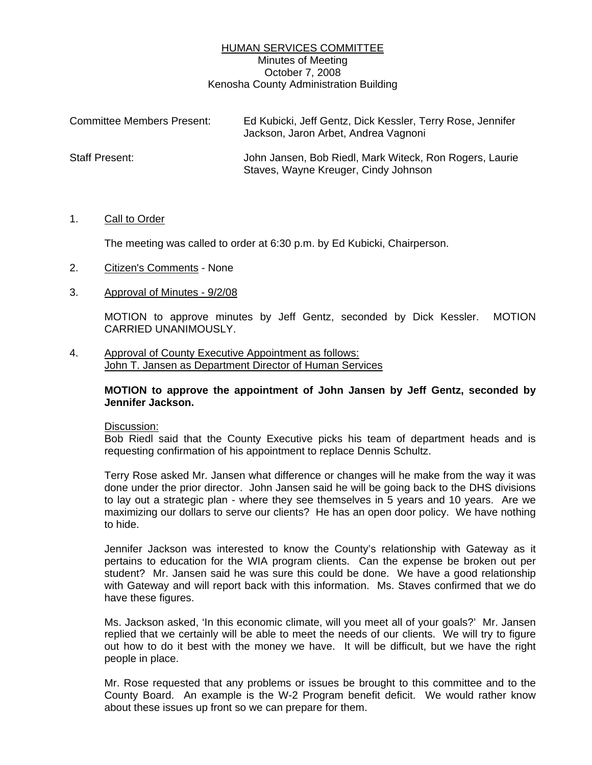# HUMAN SERVICES COMMITTEE

Minutes of Meeting
October 7, 2008
Kenosha County Administration Building

| | |
|---|---|
| Committee Members Present: | Ed Kubicki, Jeff Gentz, Dick Kessler, Terry Rose, Jennifer Jackson, Jaron Arbet, Andrea Vagnoni |
| Staff Present: | John Jansen, Bob Riedl, Mark Witeck, Ron Rogers, Laurie Staves, Wayne Kreuger, Cindy Johnson |

1. Call to Order

   The meeting was called to order at 6:30 p.m. by Ed Kubicki, Chairperson.

2. Citizen's Comments - None

3. Approval of Minutes - 9/2/08

   MOTION to approve minutes by Jeff Gentz, seconded by Dick Kessler. MOTION CARRIED UNANIMOUSLY.

4. Approval of County Executive Appointment as follows:
   John T. Jansen as Department Director of Human Services

   **MOTION to approve the appointment of John Jansen by Jeff Gentz, seconded by Jennifer Jackson.**

   Discussion:
   Bob Riedl said that the County Executive picks his team of department heads and is requesting confirmation of his appointment to replace Dennis Schultz.

   Terry Rose asked Mr. Jansen what difference or changes will he make from the way it was done under the prior director. John Jansen said he will be going back to the DHS divisions to lay out a strategic plan - where they see themselves in 5 years and 10 years. Are we maximizing our dollars to serve our clients? He has an open door policy. We have nothing to hide.

   Jennifer Jackson was interested to know the County's relationship with Gateway as it pertains to education for the WIA program clients. Can the expense be broken out per student? Mr. Jansen said he was sure this could be done. We have a good relationship with Gateway and will report back with this information. Ms. Staves confirmed that we do have these figures.

   Ms. Jackson asked, 'In this economic climate, will you meet all of your goals?' Mr. Jansen replied that we certainly will be able to meet the needs of our clients. We will try to figure out how to do it best with the money we have. It will be difficult, but we have the right people in place.

   Mr. Rose requested that any problems or issues be brought to this committee and to the County Board. An example is the W-2 Program benefit deficit. We would rather know about these issues up front so we can prepare for them.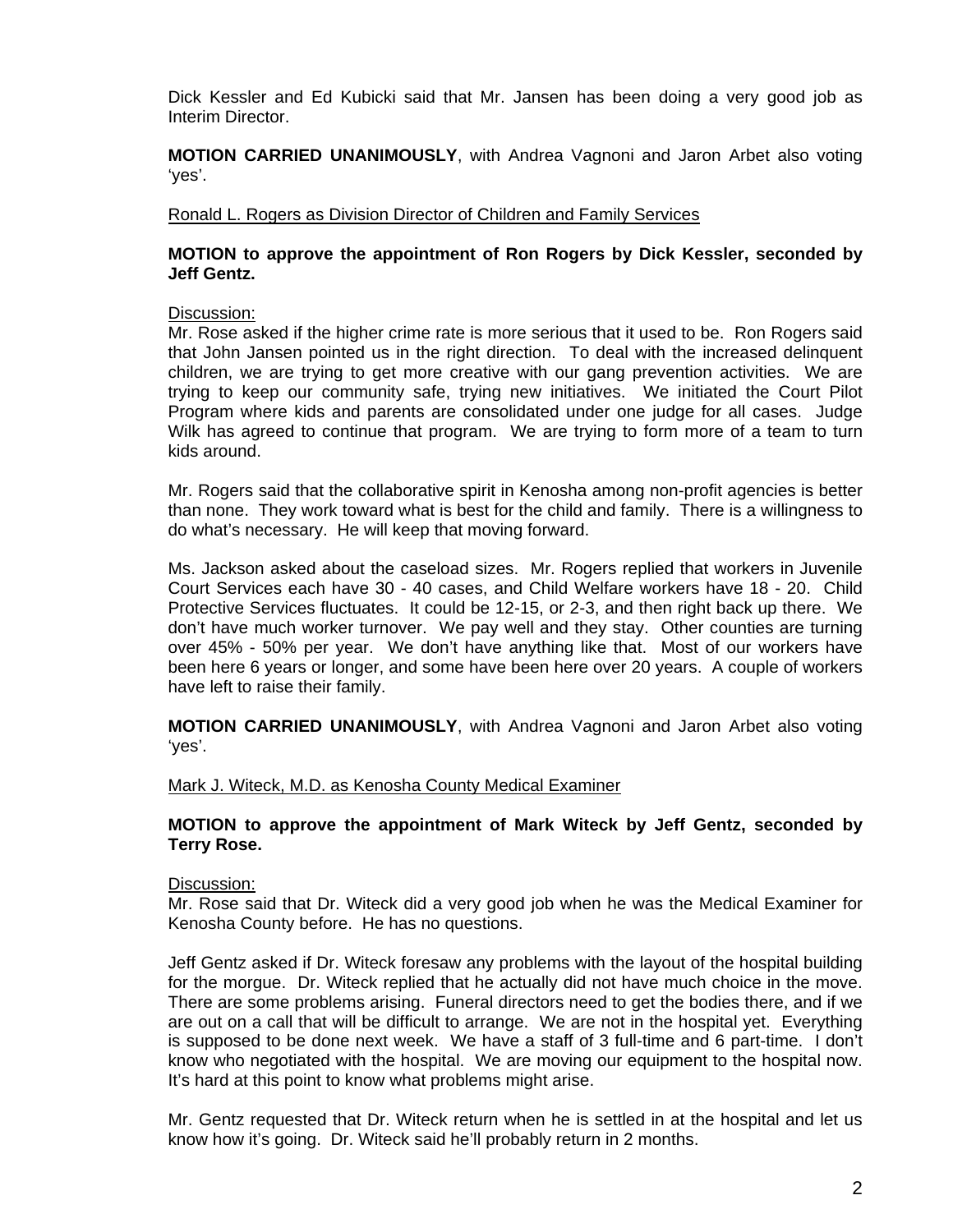Dick Kessler and Ed Kubicki said that Mr. Jansen has been doing a very good job as Interim Director.

**MOTION CARRIED UNANIMOUSLY**, with Andrea Vagnoni and Jaron Arbet also voting 'yes'.

Ronald L. Rogers as Division Director of Children and Family Services

**MOTION to approve the appointment of Ron Rogers by Dick Kessler, seconded by Jeff Gentz.**

Discussion:
Mr. Rose asked if the higher crime rate is more serious that it used to be. Ron Rogers said that John Jansen pointed us in the right direction. To deal with the increased delinquent children, we are trying to get more creative with our gang prevention activities. We are trying to keep our community safe, trying new initiatives. We initiated the Court Pilot Program where kids and parents are consolidated under one judge for all cases. Judge Wilk has agreed to continue that program. We are trying to form more of a team to turn kids around.

Mr. Rogers said that the collaborative spirit in Kenosha among non-profit agencies is better than none. They work toward what is best for the child and family. There is a willingness to do what's necessary. He will keep that moving forward.

Ms. Jackson asked about the caseload sizes. Mr. Rogers replied that workers in Juvenile Court Services each have 30 - 40 cases, and Child Welfare workers have 18 - 20. Child Protective Services fluctuates. It could be 12-15, or 2-3, and then right back up there. We don't have much worker turnover. We pay well and they stay. Other counties are turning over 45% - 50% per year. We don't have anything like that. Most of our workers have been here 6 years or longer, and some have been here over 20 years. A couple of workers have left to raise their family.

**MOTION CARRIED UNANIMOUSLY**, with Andrea Vagnoni and Jaron Arbet also voting 'yes'.

Mark J. Witeck, M.D. as Kenosha County Medical Examiner

**MOTION to approve the appointment of Mark Witeck by Jeff Gentz, seconded by Terry Rose.**

Discussion:
Mr. Rose said that Dr. Witeck did a very good job when he was the Medical Examiner for Kenosha County before. He has no questions.

Jeff Gentz asked if Dr. Witeck foresaw any problems with the layout of the hospital building for the morgue. Dr. Witeck replied that he actually did not have much choice in the move. There are some problems arising. Funeral directors need to get the bodies there, and if we are out on a call that will be difficult to arrange. We are not in the hospital yet. Everything is supposed to be done next week. We have a staff of 3 full-time and 6 part-time. I don't know who negotiated with the hospital. We are moving our equipment to the hospital now. It's hard at this point to know what problems might arise.

Mr. Gentz requested that Dr. Witeck return when he is settled in at the hospital and let us know how it's going. Dr. Witeck said he'll probably return in 2 months.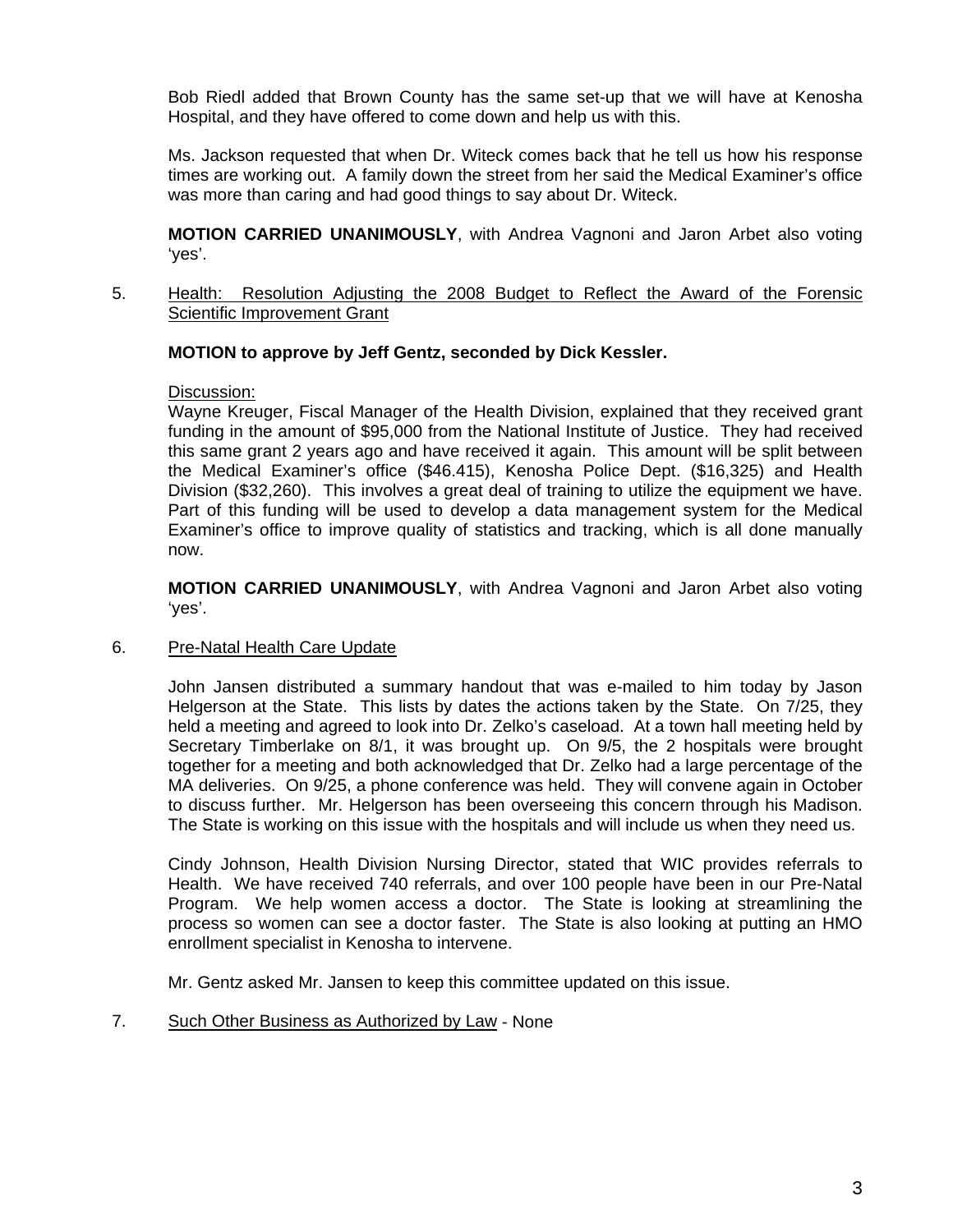Bob Riedl added that Brown County has the same set-up that we will have at Kenosha Hospital, and they have offered to come down and help us with this.

Ms. Jackson requested that when Dr. Witeck comes back that he tell us how his response times are working out. A family down the street from her said the Medical Examiner's office was more than caring and had good things to say about Dr. Witeck.

**MOTION CARRIED UNANIMOUSLY**, with Andrea Vagnoni and Jaron Arbet also voting 'yes'.

5. Health: Resolution Adjusting the 2008 Budget to Reflect the Award of the Forensic Scientific Improvement Grant

**MOTION to approve by Jeff Gentz, seconded by Dick Kessler.**

Discussion:
Wayne Kreuger, Fiscal Manager of the Health Division, explained that they received grant funding in the amount of $95,000 from the National Institute of Justice. They had received this same grant 2 years ago and have received it again. This amount will be split between the Medical Examiner's office ($46.415), Kenosha Police Dept. ($16,325) and Health Division ($32,260). This involves a great deal of training to utilize the equipment we have. Part of this funding will be used to develop a data management system for the Medical Examiner's office to improve quality of statistics and tracking, which is all done manually now.

**MOTION CARRIED UNANIMOUSLY**, with Andrea Vagnoni and Jaron Arbet also voting 'yes'.

6. Pre-Natal Health Care Update

John Jansen distributed a summary handout that was e-mailed to him today by Jason Helgerson at the State. This lists by dates the actions taken by the State. On 7/25, they held a meeting and agreed to look into Dr. Zelko's caseload. At a town hall meeting held by Secretary Timberlake on 8/1, it was brought up. On 9/5, the 2 hospitals were brought together for a meeting and both acknowledged that Dr. Zelko had a large percentage of the MA deliveries. On 9/25, a phone conference was held. They will convene again in October to discuss further. Mr. Helgerson has been overseeing this concern through his Madison. The State is working on this issue with the hospitals and will include us when they need us.

Cindy Johnson, Health Division Nursing Director, stated that WIC provides referrals to Health. We have received 740 referrals, and over 100 people have been in our Pre-Natal Program. We help women access a doctor. The State is looking at streamlining the process so women can see a doctor faster. The State is also looking at putting an HMO enrollment specialist in Kenosha to intervene.

Mr. Gentz asked Mr. Jansen to keep this committee updated on this issue.

7. Such Other Business as Authorized by Law - None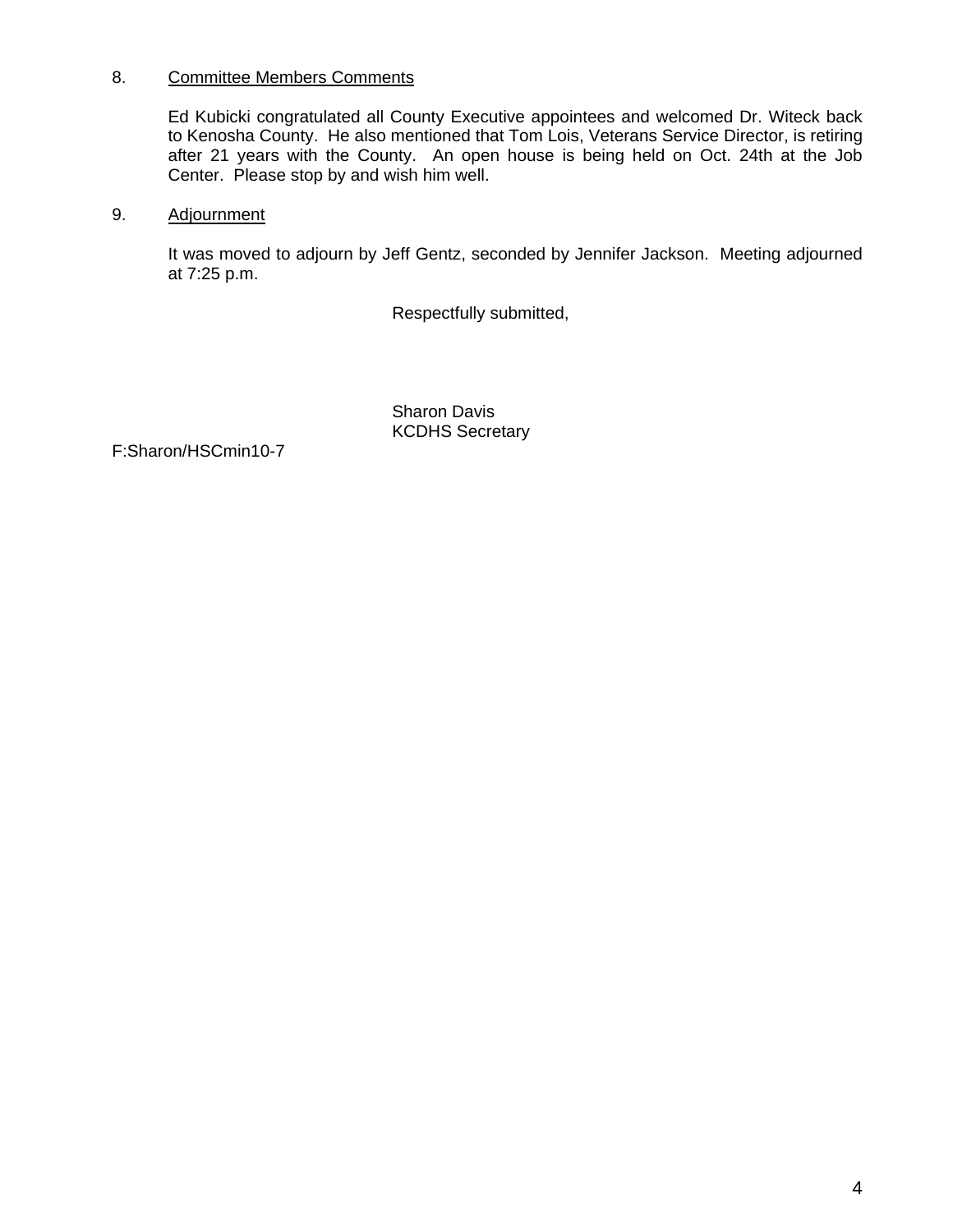8. <u>Committee Members Comments</u>

Ed Kubicki congratulated all County Executive appointees and welcomed Dr. Witeck back to Kenosha County. He also mentioned that Tom Lois, Veterans Service Director, is retiring after 21 years with the County. An open house is being held on Oct. 24th at the Job Center. Please stop by and wish him well.

9. <u>Adjournment</u>

It was moved to adjourn by Jeff Gentz, seconded by Jennifer Jackson. Meeting adjourned at 7:25 p.m.

Respectfully submitted,

Sharon Davis
KCDHS Secretary

F:Sharon/HSCmin10-7